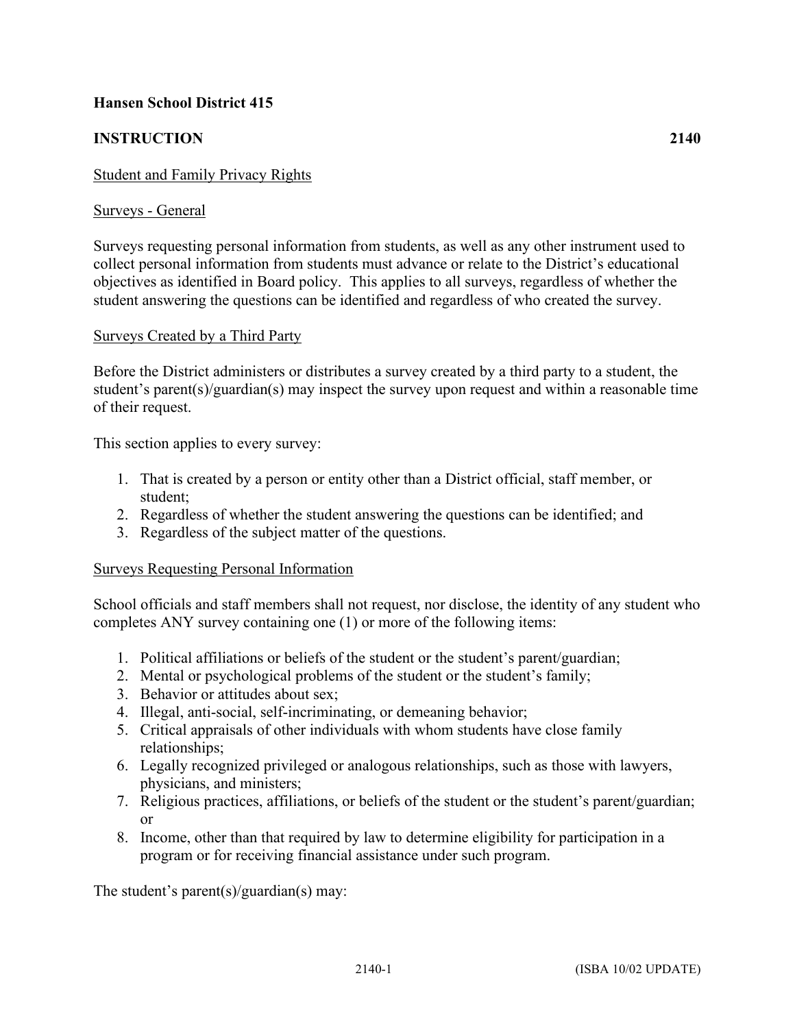**Hansen School District 415**

**INSTRUCTION 2140**

Student and Family Privacy Rights

Surveys - General

Surveys requesting personal information from students, as well as any other instrument used to collect personal information from students must advance or relate to the District's educational objectives as identified in Board policy. This applies to all surveys, regardless of whether the student answering the questions can be identified and regardless of who created the survey.

Surveys Created by a Third Party

Before the District administers or distributes a survey created by a third party to a student, the student's parent(s)/guardian(s) may inspect the survey upon request and within a reasonable time of their request.

This section applies to every survey:

1. That is created by a person or entity other than a District official, staff member, or student;
2. Regardless of whether the student answering the questions can be identified; and
3. Regardless of the subject matter of the questions.

Surveys Requesting Personal Information

School officials and staff members shall not request, nor disclose, the identity of any student who completes ANY survey containing one (1) or more of the following items:

1. Political affiliations or beliefs of the student or the student's parent/guardian;
2. Mental or psychological problems of the student or the student's family;
3. Behavior or attitudes about sex;
4. Illegal, anti-social, self-incriminating, or demeaning behavior;
5. Critical appraisals of other individuals with whom students have close family relationships;
6. Legally recognized privileged or analogous relationships, such as those with lawyers, physicians, and ministers;
7. Religious practices, affiliations, or beliefs of the student or the student's parent/guardian; or
8. Income, other than that required by law to determine eligibility for participation in a program or for receiving financial assistance under such program.

The student's parent(s)/guardian(s) may: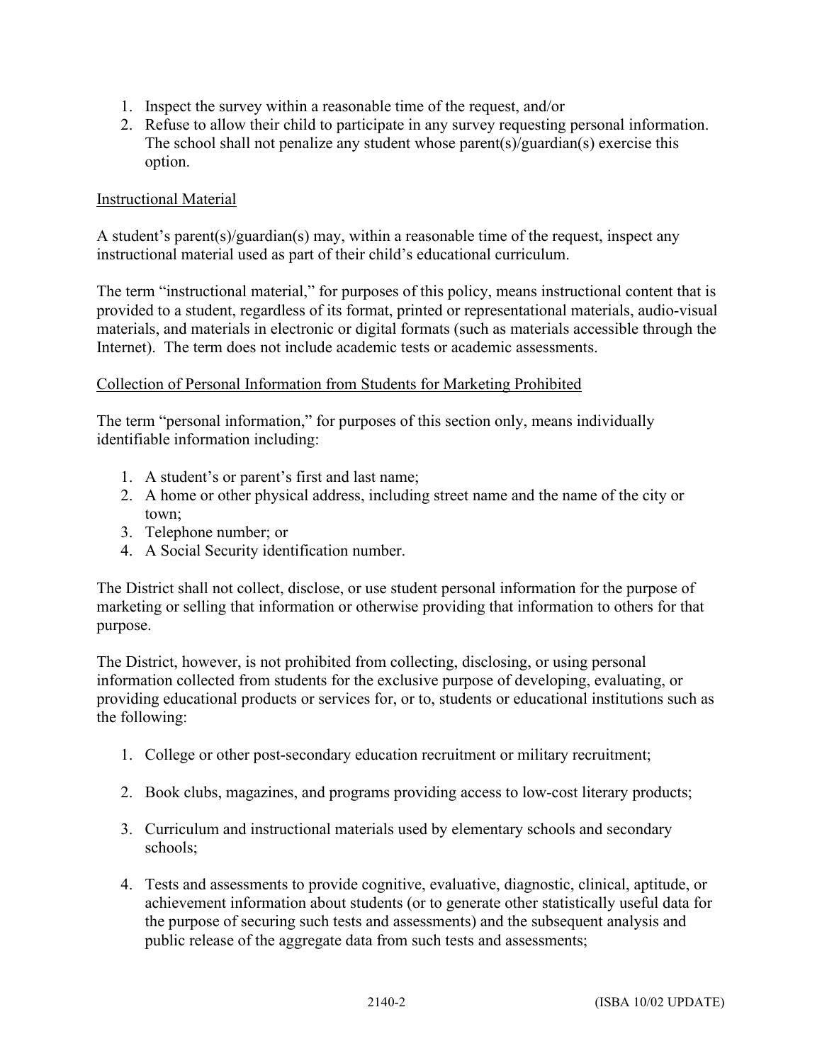1. Inspect the survey within a reasonable time of the request, and/or
2. Refuse to allow their child to participate in any survey requesting personal information. The school shall not penalize any student whose parent(s)/guardian(s) exercise this option.

Instructional Material

A student's parent(s)/guardian(s) may, within a reasonable time of the request, inspect any instructional material used as part of their child's educational curriculum.

The term "instructional material," for purposes of this policy, means instructional content that is provided to a student, regardless of its format, printed or representational materials, audio-visual materials, and materials in electronic or digital formats (such as materials accessible through the Internet). The term does not include academic tests or academic assessments.

Collection of Personal Information from Students for Marketing Prohibited

The term "personal information," for purposes of this section only, means individually identifiable information including:

1. A student's or parent's first and last name;
2. A home or other physical address, including street name and the name of the city or town;
3. Telephone number; or
4. A Social Security identification number.

The District shall not collect, disclose, or use student personal information for the purpose of marketing or selling that information or otherwise providing that information to others for that purpose.

The District, however, is not prohibited from collecting, disclosing, or using personal information collected from students for the exclusive purpose of developing, evaluating, or providing educational products or services for, or to, students or educational institutions such as the following:

1. College or other post-secondary education recruitment or military recruitment;

2. Book clubs, magazines, and programs providing access to low-cost literary products;

3. Curriculum and instructional materials used by elementary schools and secondary schools;

4. Tests and assessments to provide cognitive, evaluative, diagnostic, clinical, aptitude, or achievement information about students (or to generate other statistically useful data for the purpose of securing such tests and assessments) and the subsequent analysis and public release of the aggregate data from such tests and assessments;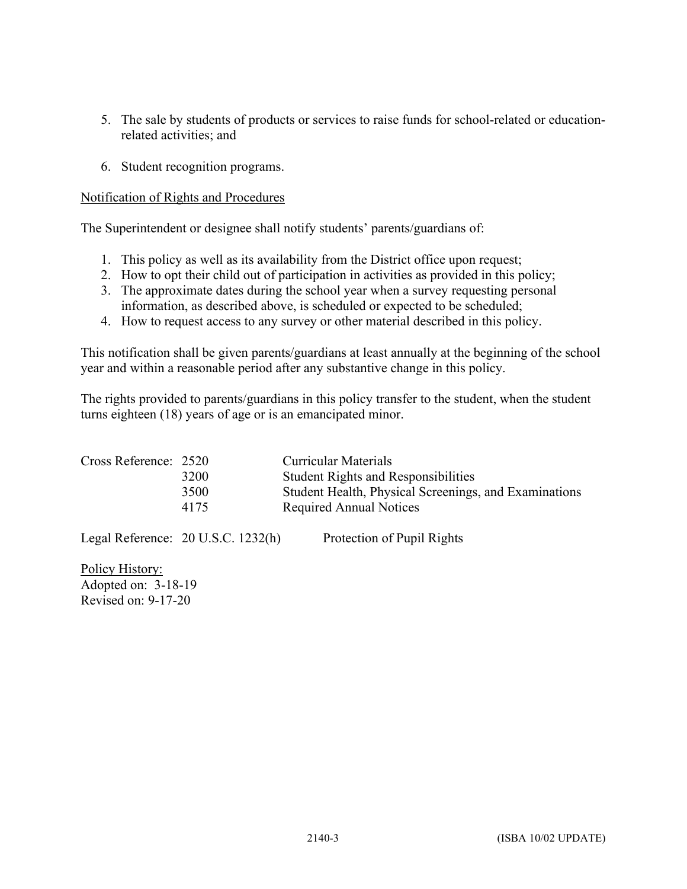5. The sale by students of products or services to raise funds for school-related or education-related activities; and

6. Student recognition programs.

Notification of Rights and Procedures

The Superintendent or designee shall notify students' parents/guardians of:

1. This policy as well as its availability from the District office upon request;
2. How to opt their child out of participation in activities as provided in this policy;
3. The approximate dates during the school year when a survey requesting personal information, as described above, is scheduled or expected to be scheduled;
4. How to request access to any survey or other material described in this policy.

This notification shall be given parents/guardians at least annually at the beginning of the school year and within a reasonable period after any substantive change in this policy.

The rights provided to parents/guardians in this policy transfer to the student, when the student turns eighteen (18) years of age or is an emancipated minor.

| | | |
|---|---|---|
| Cross Reference: | 2520 | Curricular Materials |
| | 3200 | Student Rights and Responsibilities |
| | 3500 | Student Health, Physical Screenings, and Examinations |
| | 4175 | Required Annual Notices |

Legal Reference: 20 U.S.C. 1232(h) Protection of Pupil Rights

Policy History:
Adopted on: 3-18-19
Revised on: 9-17-20

(ISBA 10/02 UPDATE)